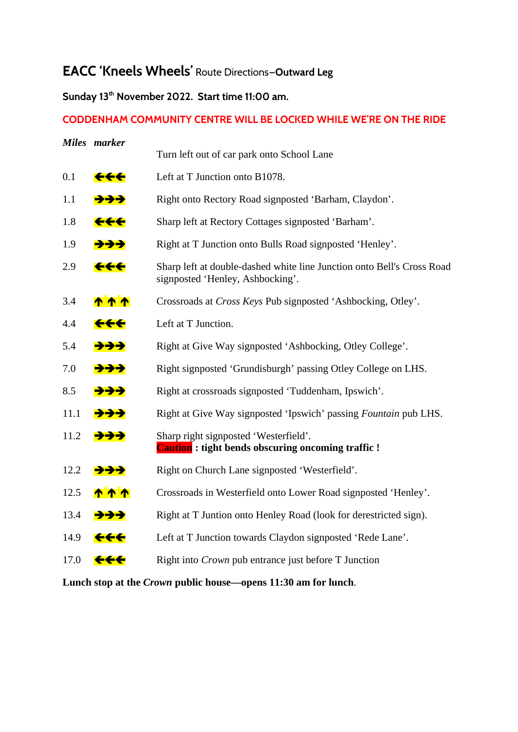# EACC 'Kneels Wheels' Route Directions–**Outward Leg**

**Sunday 13th November 2022. Start time 11:00 am.**

**CODDENHAM COMMUNITY CENTRE WILL BE LOCKED WHILE WE'RE ON THE RIDE**

| ***Miles*** | ***marker*** | |
|---|---|---|
| | | Turn left out of car park onto School Lane |
| 0.1 | ←←← | Left at T Junction onto B1078. |
| 1.1 | →→→ | Right onto Rectory Road signposted 'Barham, Claydon'. |
| 1.8 | ←←← | Sharp left at Rectory Cottages signposted 'Barham'. |
| 1.9 | →→→ | Right at T Junction onto Bulls Road signposted 'Henley'. |
| 2.9 | ←←← | Sharp left at double-dashed white line Junction onto Bell's Cross Road signposted 'Henley, Ashbocking'. |
| 3.4 | ↑↑↑ | Crossroads at *Cross Keys* Pub signposted 'Ashbocking, Otley'. |
| 4.4 | ←←← | Left at T Junction. |
| 5.4 | →→→ | Right at Give Way signposted 'Ashbocking, Otley College'. |
| 7.0 | →→→ | Right signposted 'Grundisburgh' passing Otley College on LHS. |
| 8.5 | →→→ | Right at crossroads signposted 'Tuddenham, Ipswich'. |
| 11.1 | →→→ | Right at Give Way signposted 'Ipswich' passing *Fountain* pub LHS. |
| 11.2 | →→→ | Sharp right signposted 'Westerfield'. **Caution : tight bends obscuring oncoming traffic !** |
| 12.2 | →→→ | Right on Church Lane signposted 'Westerfield'. |
| 12.5 | ↑↑↑ | Crossroads in Westerfield onto Lower Road signposted 'Henley'. |
| 13.4 | →→→ | Right at T Juntion onto Henley Road (look for derestricted sign). |
| 14.9 | ←←← | Left at T Junction towards Claydon signposted 'Rede Lane'. |
| 17.0 | ←←← | Right into *Crown* pub entrance just before T Junction |

**Lunch stop at the *Crown* public house—opens 11:30 am for lunch**.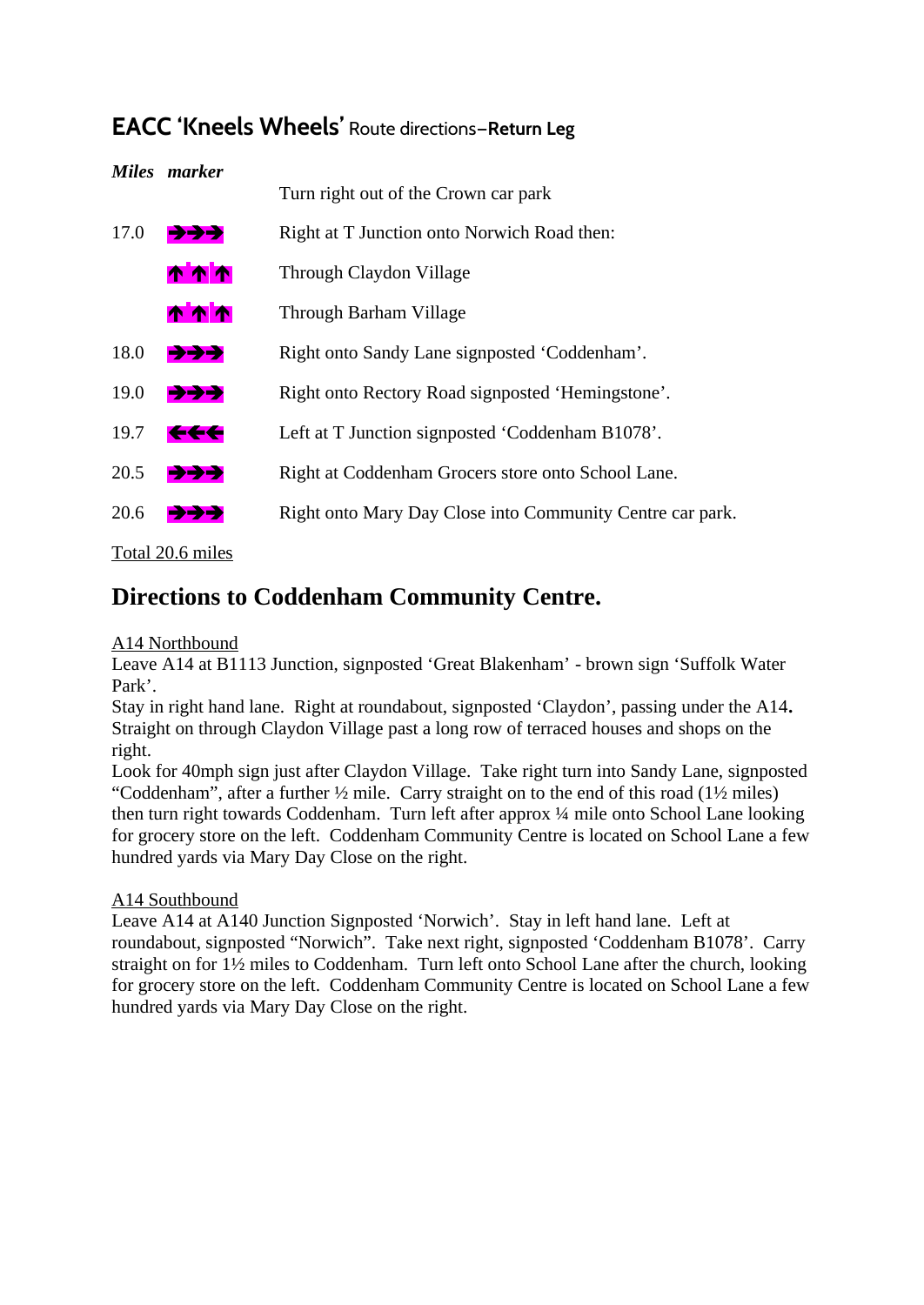# EACC 'Kneels Wheels' Route directions–**Return Leg**

| ***Miles*** | ***marker*** | |
|---|---|---|
| | | Turn right out of the Crown car park |
| 17.0 | →→→ | Right at T Junction onto Norwich Road then: |
| | ↑↑↑ | Through Claydon Village |
| | ↑↑↑ | Through Barham Village |
| 18.0 | →→→ | Right onto Sandy Lane signposted 'Coddenham'. |
| 19.0 | →→→ | Right onto Rectory Road signposted 'Hemingstone'. |
| 19.7 | ←←← | Left at T Junction signposted 'Coddenham B1078'. |
| 20.5 | →→→ | Right at Coddenham Grocers store onto School Lane. |
| 20.6 | →→→ | Right onto Mary Day Close into Community Centre car park. |

Total 20.6 miles

## Directions to Coddenham Community Centre.

A14 Northbound
Leave A14 at B1113 Junction, signposted 'Great Blakenham' - brown sign 'Suffolk Water Park'.
Stay in right hand lane. Right at roundabout, signposted 'Claydon', passing under the A14**.**
Straight on through Claydon Village past a long row of terraced houses and shops on the right.
Look for 40mph sign just after Claydon Village. Take right turn into Sandy Lane, signposted "Coddenham", after a further ½ mile. Carry straight on to the end of this road (1½ miles) then turn right towards Coddenham. Turn left after approx ¼ mile onto School Lane looking for grocery store on the left. Coddenham Community Centre is located on School Lane a few hundred yards via Mary Day Close on the right.

A14 Southbound
Leave A14 at A140 Junction Signposted 'Norwich'. Stay in left hand lane. Left at roundabout, signposted "Norwich". Take next right, signposted 'Coddenham B1078'. Carry straight on for 1½ miles to Coddenham. Turn left onto School Lane after the church, looking for grocery store on the left. Coddenham Community Centre is located on School Lane a few hundred yards via Mary Day Close on the right.